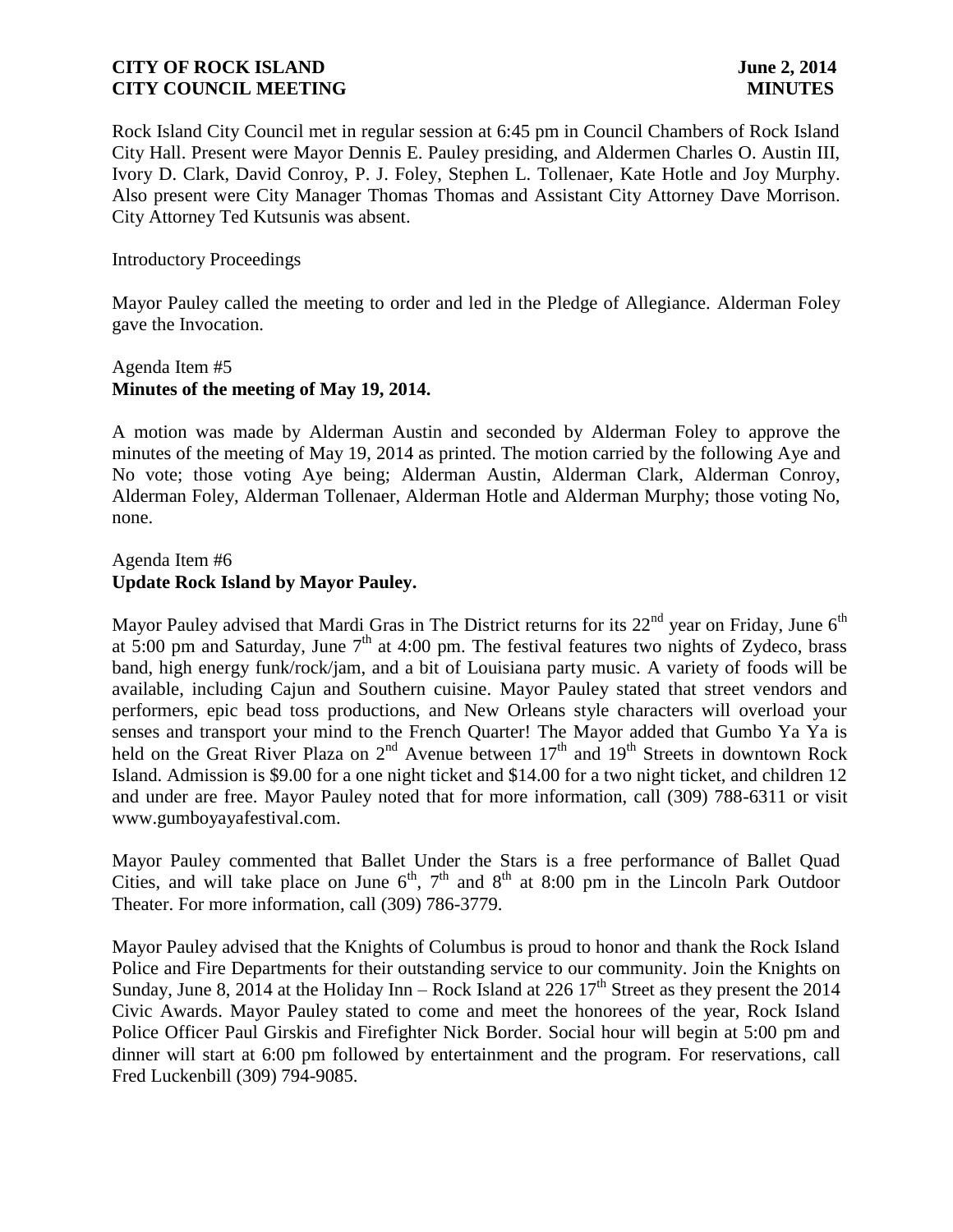Rock Island City Council met in regular session at 6:45 pm in Council Chambers of Rock Island City Hall. Present were Mayor Dennis E. Pauley presiding, and Aldermen Charles O. Austin III, Ivory D. Clark, David Conroy, P. J. Foley, Stephen L. Tollenaer, Kate Hotle and Joy Murphy. Also present were City Manager Thomas Thomas and Assistant City Attorney Dave Morrison. City Attorney Ted Kutsunis was absent.

Introductory Proceedings

Mayor Pauley called the meeting to order and led in the Pledge of Allegiance. Alderman Foley gave the Invocation.

Agenda Item #5
**Minutes of the meeting of May 19, 2014.**

A motion was made by Alderman Austin and seconded by Alderman Foley to approve the minutes of the meeting of May 19, 2014 as printed. The motion carried by the following Aye and No vote; those voting Aye being; Alderman Austin, Alderman Clark, Alderman Conroy, Alderman Foley, Alderman Tollenaer, Alderman Hotle and Alderman Murphy; those voting No, none.

Agenda Item #6
**Update Rock Island by Mayor Pauley.**

Mayor Pauley advised that Mardi Gras in The District returns for its 22nd year on Friday, June 6th at 5:00 pm and Saturday, June 7th at 4:00 pm. The festival features two nights of Zydeco, brass band, high energy funk/rock/jam, and a bit of Louisiana party music. A variety of foods will be available, including Cajun and Southern cuisine. Mayor Pauley stated that street vendors and performers, epic bead toss productions, and New Orleans style characters will overload your senses and transport your mind to the French Quarter! The Mayor added that Gumbo Ya Ya is held on the Great River Plaza on 2nd Avenue between 17th and 19th Streets in downtown Rock Island. Admission is $9.00 for a one night ticket and $14.00 for a two night ticket, and children 12 and under are free. Mayor Pauley noted that for more information, call (309) 788-6311 or visit www.gumboyayafestival.com.

Mayor Pauley commented that Ballet Under the Stars is a free performance of Ballet Quad Cities, and will take place on June 6th, 7th and 8th at 8:00 pm in the Lincoln Park Outdoor Theater. For more information, call (309) 786-3779.

Mayor Pauley advised that the Knights of Columbus is proud to honor and thank the Rock Island Police and Fire Departments for their outstanding service to our community. Join the Knights on Sunday, June 8, 2014 at the Holiday Inn – Rock Island at 226 17th Street as they present the 2014 Civic Awards. Mayor Pauley stated to come and meet the honorees of the year, Rock Island Police Officer Paul Girskis and Firefighter Nick Border. Social hour will begin at 5:00 pm and dinner will start at 6:00 pm followed by entertainment and the program. For reservations, call Fred Luckenbill (309) 794-9085.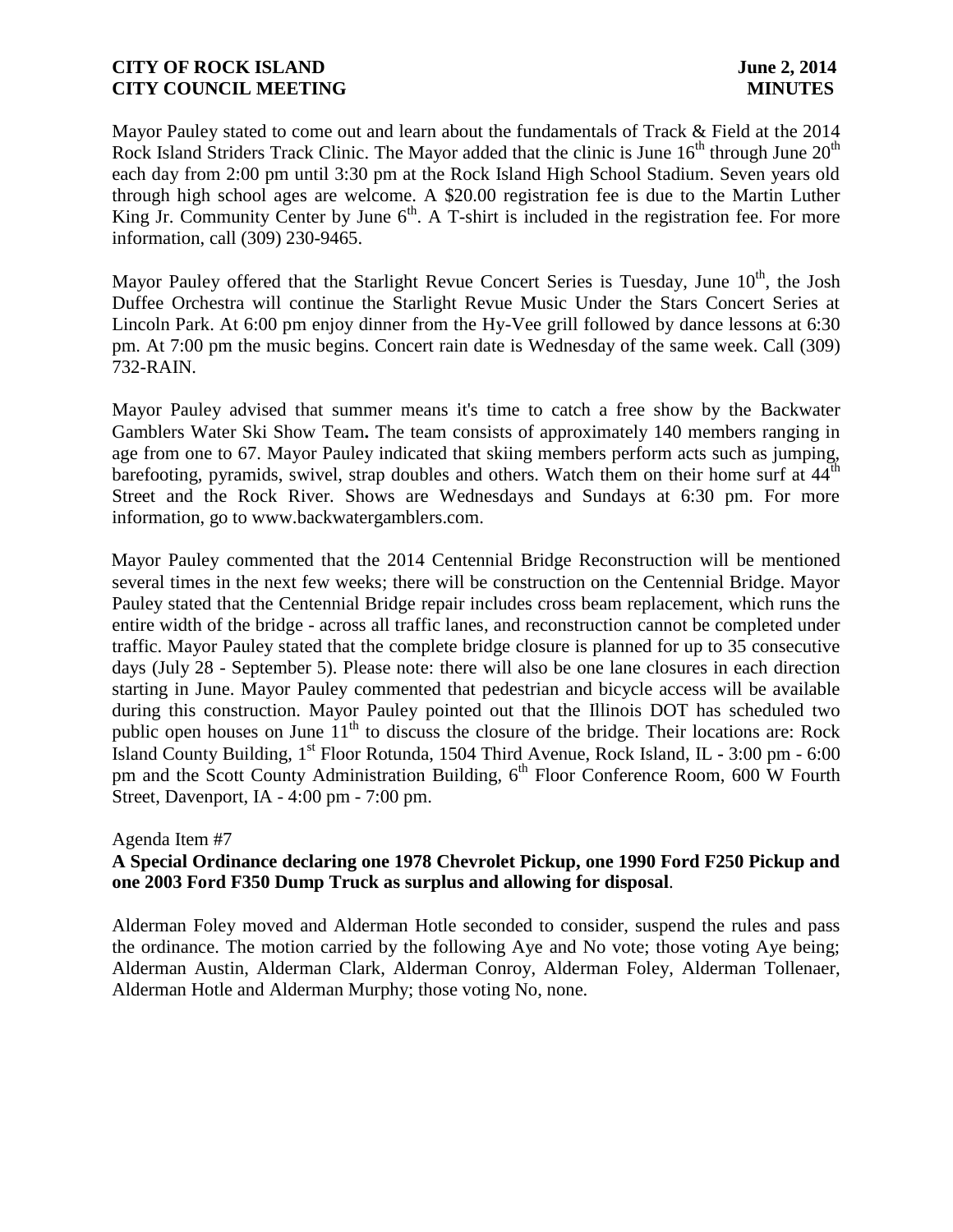Mayor Pauley stated to come out and learn about the fundamentals of Track & Field at the 2014 Rock Island Striders Track Clinic. The Mayor added that the clinic is June 16th through June 20th each day from 2:00 pm until 3:30 pm at the Rock Island High School Stadium. Seven years old through high school ages are welcome. A $20.00 registration fee is due to the Martin Luther King Jr. Community Center by June 6th. A T-shirt is included in the registration fee. For more information, call (309) 230-9465.

Mayor Pauley offered that the Starlight Revue Concert Series is Tuesday, June 10th, the Josh Duffee Orchestra will continue the Starlight Revue Music Under the Stars Concert Series at Lincoln Park. At 6:00 pm enjoy dinner from the Hy-Vee grill followed by dance lessons at 6:30 pm. At 7:00 pm the music begins. Concert rain date is Wednesday of the same week. Call (309) 732-RAIN.

Mayor Pauley advised that summer means it's time to catch a free show by the Backwater Gamblers Water Ski Show Team**.** The team consists of approximately 140 members ranging in age from one to 67. Mayor Pauley indicated that skiing members perform acts such as jumping, barefooting, pyramids, swivel, strap doubles and others. Watch them on their home surf at 44th Street and the Rock River. Shows are Wednesdays and Sundays at 6:30 pm. For more information, go to www.backwatergamblers.com.

Mayor Pauley commented that the 2014 Centennial Bridge Reconstruction will be mentioned several times in the next few weeks; there will be construction on the Centennial Bridge. Mayor Pauley stated that the Centennial Bridge repair includes cross beam replacement, which runs the entire width of the bridge - across all traffic lanes, and reconstruction cannot be completed under traffic. Mayor Pauley stated that the complete bridge closure is planned for up to 35 consecutive days (July 28 - September 5). Please note: there will also be one lane closures in each direction starting in June. Mayor Pauley commented that pedestrian and bicycle access will be available during this construction. Mayor Pauley pointed out that the Illinois DOT has scheduled two public open houses on June 11th to discuss the closure of the bridge. Their locations are: Rock Island County Building, 1st Floor Rotunda, 1504 Third Avenue, Rock Island, IL - 3:00 pm - 6:00 pm and the Scott County Administration Building, 6th Floor Conference Room, 600 W Fourth Street, Davenport, IA - 4:00 pm - 7:00 pm.

Agenda Item #7

**A Special Ordinance declaring one 1978 Chevrolet Pickup, one 1990 Ford F250 Pickup and one 2003 Ford F350 Dump Truck as surplus and allowing for disposal**.

Alderman Foley moved and Alderman Hotle seconded to consider, suspend the rules and pass the ordinance. The motion carried by the following Aye and No vote; those voting Aye being; Alderman Austin, Alderman Clark, Alderman Conroy, Alderman Foley, Alderman Tollenaer, Alderman Hotle and Alderman Murphy; those voting No, none.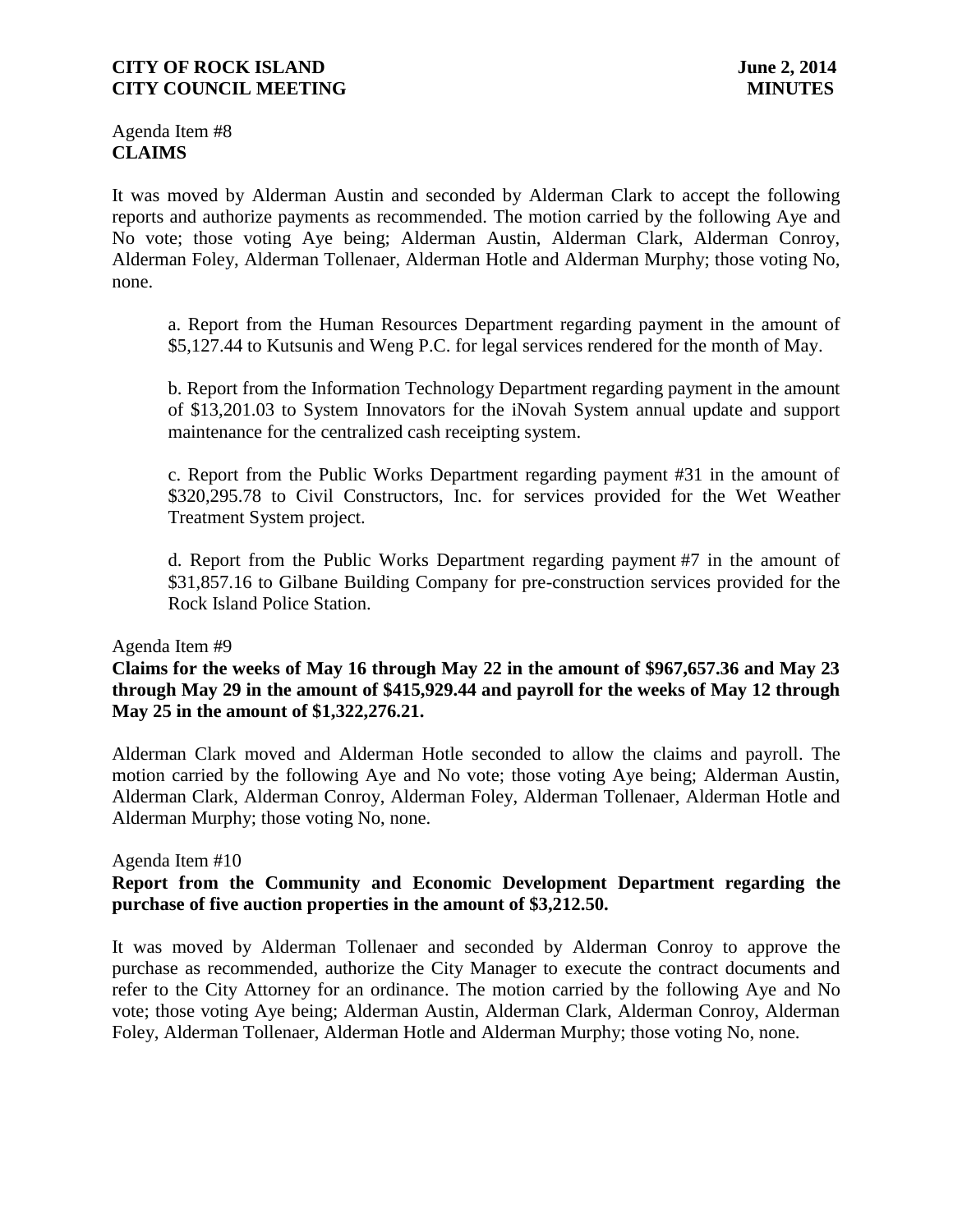Agenda Item #8
**CLAIMS**

It was moved by Alderman Austin and seconded by Alderman Clark to accept the following reports and authorize payments as recommended. The motion carried by the following Aye and No vote; those voting Aye being; Alderman Austin, Alderman Clark, Alderman Conroy, Alderman Foley, Alderman Tollenaer, Alderman Hotle and Alderman Murphy; those voting No, none.

a. Report from the Human Resources Department regarding payment in the amount of $5,127.44 to Kutsunis and Weng P.C. for legal services rendered for the month of May.

b. Report from the Information Technology Department regarding payment in the amount of $13,201.03 to System Innovators for the iNovah System annual update and support maintenance for the centralized cash receipting system.

c. Report from the Public Works Department regarding payment #31 in the amount of $320,295.78 to Civil Constructors, Inc. for services provided for the Wet Weather Treatment System project.

d. Report from the Public Works Department regarding payment #7 in the amount of $31,857.16 to Gilbane Building Company for pre-construction services provided for the Rock Island Police Station.

Agenda Item #9
**Claims for the weeks of May 16 through May 22 in the amount of $967,657.36 and May 23 through May 29 in the amount of $415,929.44 and payroll for the weeks of May 12 through May 25 in the amount of $1,322,276.21.**

Alderman Clark moved and Alderman Hotle seconded to allow the claims and payroll. The motion carried by the following Aye and No vote; those voting Aye being; Alderman Austin, Alderman Clark, Alderman Conroy, Alderman Foley, Alderman Tollenaer, Alderman Hotle and Alderman Murphy; those voting No, none.

Agenda Item #10
**Report from the Community and Economic Development Department regarding the purchase of five auction properties in the amount of $3,212.50.**

It was moved by Alderman Tollenaer and seconded by Alderman Conroy to approve the purchase as recommended, authorize the City Manager to execute the contract documents and refer to the City Attorney for an ordinance. The motion carried by the following Aye and No vote; those voting Aye being; Alderman Austin, Alderman Clark, Alderman Conroy, Alderman Foley, Alderman Tollenaer, Alderman Hotle and Alderman Murphy; those voting No, none.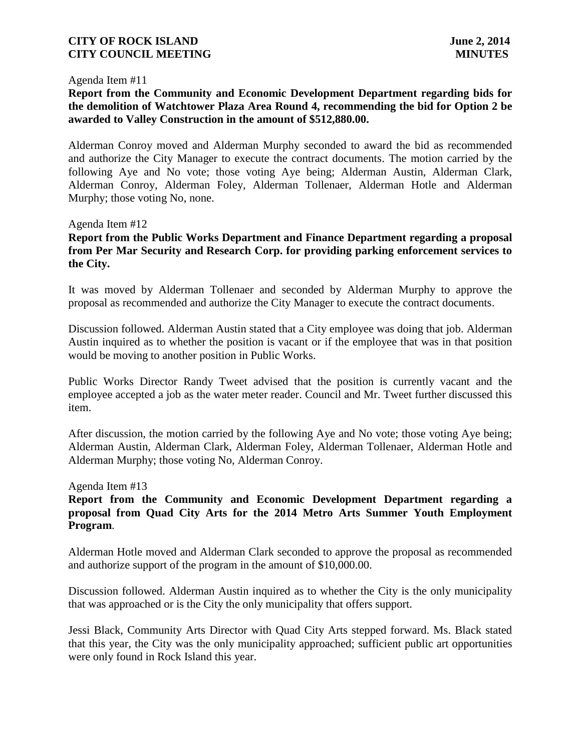Agenda Item #11

**Report from the Community and Economic Development Department regarding bids for the demolition of Watchtower Plaza Area Round 4, recommending the bid for Option 2 be awarded to Valley Construction in the amount of $512,880.00.**

Alderman Conroy moved and Alderman Murphy seconded to award the bid as recommended and authorize the City Manager to execute the contract documents. The motion carried by the following Aye and No vote; those voting Aye being; Alderman Austin, Alderman Clark, Alderman Conroy, Alderman Foley, Alderman Tollenaer, Alderman Hotle and Alderman Murphy; those voting No, none.

Agenda Item #12

**Report from the Public Works Department and Finance Department regarding a proposal from Per Mar Security and Research Corp. for providing parking enforcement services to the City.**

It was moved by Alderman Tollenaer and seconded by Alderman Murphy to approve the proposal as recommended and authorize the City Manager to execute the contract documents.

Discussion followed. Alderman Austin stated that a City employee was doing that job. Alderman Austin inquired as to whether the position is vacant or if the employee that was in that position would be moving to another position in Public Works.

Public Works Director Randy Tweet advised that the position is currently vacant and the employee accepted a job as the water meter reader. Council and Mr. Tweet further discussed this item.

After discussion, the motion carried by the following Aye and No vote; those voting Aye being; Alderman Austin, Alderman Clark, Alderman Foley, Alderman Tollenaer, Alderman Hotle and Alderman Murphy; those voting No, Alderman Conroy.

Agenda Item #13

**Report from the Community and Economic Development Department regarding a proposal from Quad City Arts for the 2014 Metro Arts Summer Youth Employment Program**.

Alderman Hotle moved and Alderman Clark seconded to approve the proposal as recommended and authorize support of the program in the amount of $10,000.00.

Discussion followed. Alderman Austin inquired as to whether the City is the only municipality that was approached or is the City the only municipality that offers support.

Jessi Black, Community Arts Director with Quad City Arts stepped forward. Ms. Black stated that this year, the City was the only municipality approached; sufficient public art opportunities were only found in Rock Island this year.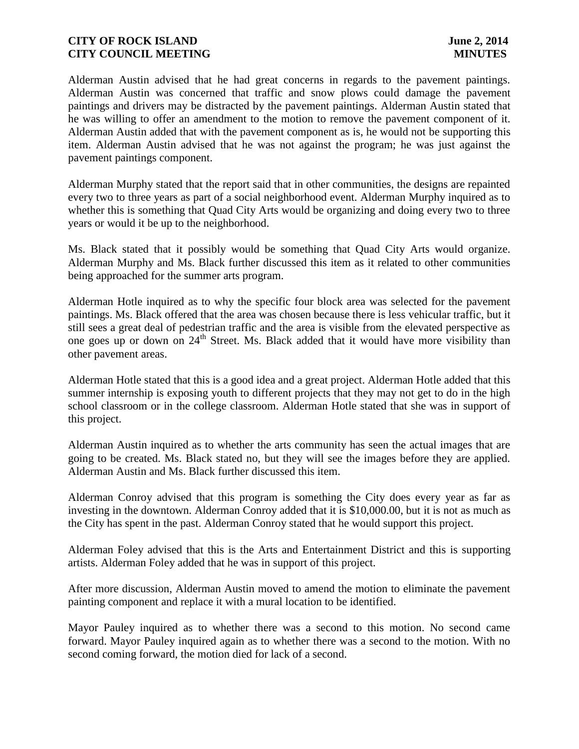Alderman Austin advised that he had great concerns in regards to the pavement paintings. Alderman Austin was concerned that traffic and snow plows could damage the pavement paintings and drivers may be distracted by the pavement paintings. Alderman Austin stated that he was willing to offer an amendment to the motion to remove the pavement component of it. Alderman Austin added that with the pavement component as is, he would not be supporting this item. Alderman Austin advised that he was not against the program; he was just against the pavement paintings component.

Alderman Murphy stated that the report said that in other communities, the designs are repainted every two to three years as part of a social neighborhood event. Alderman Murphy inquired as to whether this is something that Quad City Arts would be organizing and doing every two to three years or would it be up to the neighborhood.

Ms. Black stated that it possibly would be something that Quad City Arts would organize. Alderman Murphy and Ms. Black further discussed this item as it related to other communities being approached for the summer arts program.

Alderman Hotle inquired as to why the specific four block area was selected for the pavement paintings. Ms. Black offered that the area was chosen because there is less vehicular traffic, but it still sees a great deal of pedestrian traffic and the area is visible from the elevated perspective as one goes up or down on 24th Street. Ms. Black added that it would have more visibility than other pavement areas.

Alderman Hotle stated that this is a good idea and a great project. Alderman Hotle added that this summer internship is exposing youth to different projects that they may not get to do in the high school classroom or in the college classroom. Alderman Hotle stated that she was in support of this project.

Alderman Austin inquired as to whether the arts community has seen the actual images that are going to be created. Ms. Black stated no, but they will see the images before they are applied. Alderman Austin and Ms. Black further discussed this item.

Alderman Conroy advised that this program is something the City does every year as far as investing in the downtown. Alderman Conroy added that it is $10,000.00, but it is not as much as the City has spent in the past. Alderman Conroy stated that he would support this project.

Alderman Foley advised that this is the Arts and Entertainment District and this is supporting artists. Alderman Foley added that he was in support of this project.

After more discussion, Alderman Austin moved to amend the motion to eliminate the pavement painting component and replace it with a mural location to be identified.

Mayor Pauley inquired as to whether there was a second to this motion. No second came forward. Mayor Pauley inquired again as to whether there was a second to the motion. With no second coming forward, the motion died for lack of a second.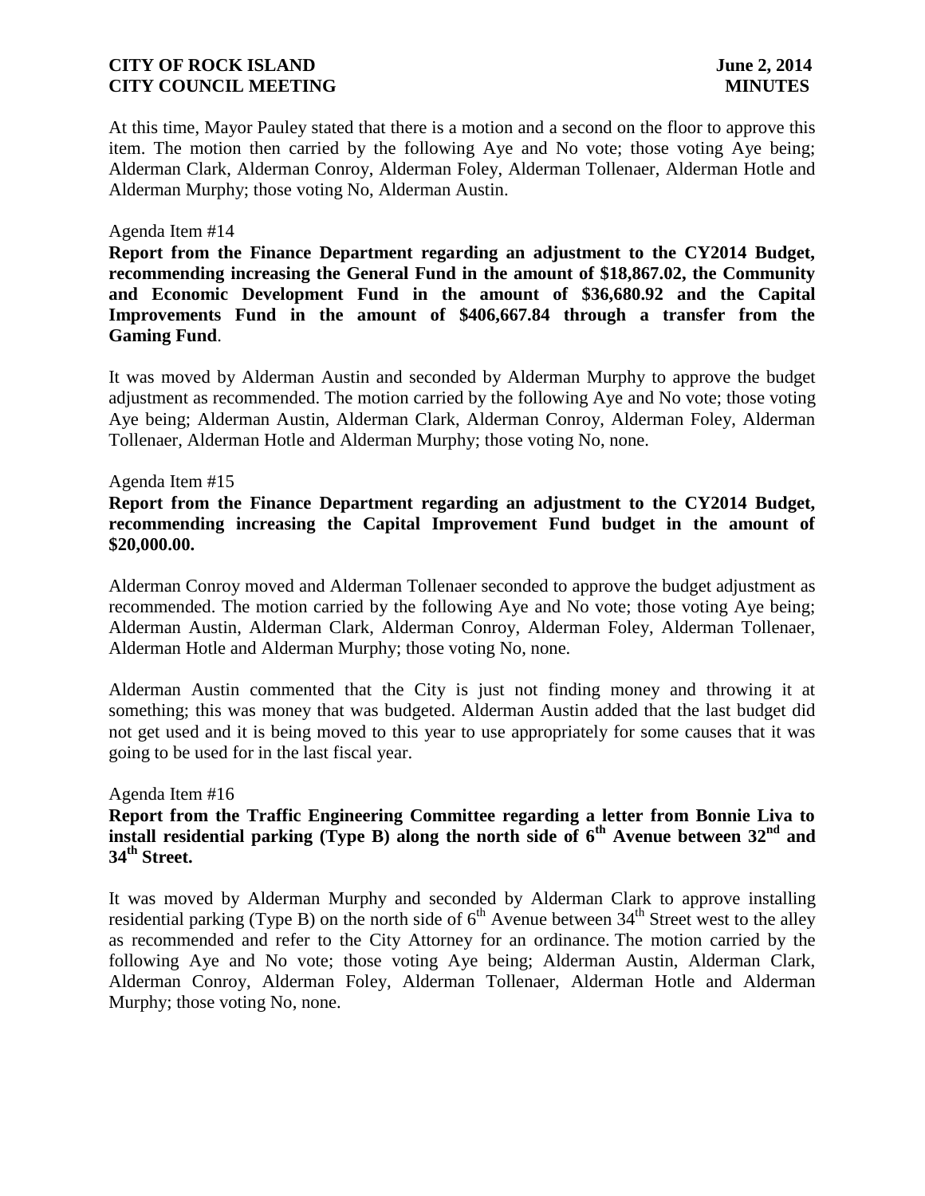At this time, Mayor Pauley stated that there is a motion and a second on the floor to approve this item. The motion then carried by the following Aye and No vote; those voting Aye being; Alderman Clark, Alderman Conroy, Alderman Foley, Alderman Tollenaer, Alderman Hotle and Alderman Murphy; those voting No, Alderman Austin.

Agenda Item #14

**Report from the Finance Department regarding an adjustment to the CY2014 Budget, recommending increasing the General Fund in the amount of $18,867.02, the Community and Economic Development Fund in the amount of $36,680.92 and the Capital Improvements Fund in the amount of $406,667.84 through a transfer from the Gaming Fund**.

It was moved by Alderman Austin and seconded by Alderman Murphy to approve the budget adjustment as recommended. The motion carried by the following Aye and No vote; those voting Aye being; Alderman Austin, Alderman Clark, Alderman Conroy, Alderman Foley, Alderman Tollenaer, Alderman Hotle and Alderman Murphy; those voting No, none.

Agenda Item #15

**Report from the Finance Department regarding an adjustment to the CY2014 Budget, recommending increasing the Capital Improvement Fund budget in the amount of $20,000.00.**

Alderman Conroy moved and Alderman Tollenaer seconded to approve the budget adjustment as recommended. The motion carried by the following Aye and No vote; those voting Aye being; Alderman Austin, Alderman Clark, Alderman Conroy, Alderman Foley, Alderman Tollenaer, Alderman Hotle and Alderman Murphy; those voting No, none.

Alderman Austin commented that the City is just not finding money and throwing it at something; this was money that was budgeted. Alderman Austin added that the last budget did not get used and it is being moved to this year to use appropriately for some causes that it was going to be used for in the last fiscal year.

Agenda Item #16

**Report from the Traffic Engineering Committee regarding a letter from Bonnie Liva to install residential parking (Type B) along the north side of 6th Avenue between 32nd and 34th Street.**

It was moved by Alderman Murphy and seconded by Alderman Clark to approve installing residential parking (Type B) on the north side of 6th Avenue between 34th Street west to the alley as recommended and refer to the City Attorney for an ordinance. The motion carried by the following Aye and No vote; those voting Aye being; Alderman Austin, Alderman Clark, Alderman Conroy, Alderman Foley, Alderman Tollenaer, Alderman Hotle and Alderman Murphy; those voting No, none.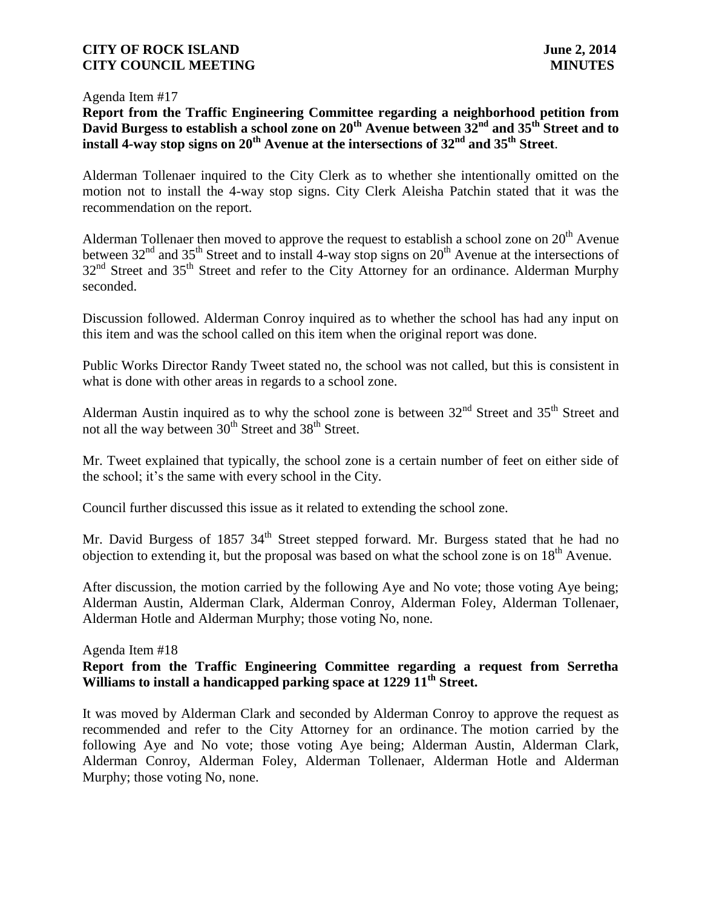Agenda Item #17

**Report from the Traffic Engineering Committee regarding a neighborhood petition from David Burgess to establish a school zone on 20th Avenue between 32nd and 35th Street and to install 4-way stop signs on 20th Avenue at the intersections of 32nd and 35th Street**.

Alderman Tollenaer inquired to the City Clerk as to whether she intentionally omitted on the motion not to install the 4-way stop signs. City Clerk Aleisha Patchin stated that it was the recommendation on the report.

Alderman Tollenaer then moved to approve the request to establish a school zone on 20th Avenue between 32nd and 35th Street and to install 4-way stop signs on 20th Avenue at the intersections of 32nd Street and 35th Street and refer to the City Attorney for an ordinance. Alderman Murphy seconded.

Discussion followed. Alderman Conroy inquired as to whether the school has had any input on this item and was the school called on this item when the original report was done.

Public Works Director Randy Tweet stated no, the school was not called, but this is consistent in what is done with other areas in regards to a school zone.

Alderman Austin inquired as to why the school zone is between 32nd Street and 35th Street and not all the way between 30th Street and 38th Street.

Mr. Tweet explained that typically, the school zone is a certain number of feet on either side of the school; it's the same with every school in the City.

Council further discussed this issue as it related to extending the school zone.

Mr. David Burgess of 1857 34th Street stepped forward. Mr. Burgess stated that he had no objection to extending it, but the proposal was based on what the school zone is on 18th Avenue.

After discussion, the motion carried by the following Aye and No vote; those voting Aye being; Alderman Austin, Alderman Clark, Alderman Conroy, Alderman Foley, Alderman Tollenaer, Alderman Hotle and Alderman Murphy; those voting No, none.

Agenda Item #18

**Report from the Traffic Engineering Committee regarding a request from Serretha Williams to install a handicapped parking space at 1229 11th Street.**

It was moved by Alderman Clark and seconded by Alderman Conroy to approve the request as recommended and refer to the City Attorney for an ordinance. The motion carried by the following Aye and No vote; those voting Aye being; Alderman Austin, Alderman Clark, Alderman Conroy, Alderman Foley, Alderman Tollenaer, Alderman Hotle and Alderman Murphy; those voting No, none.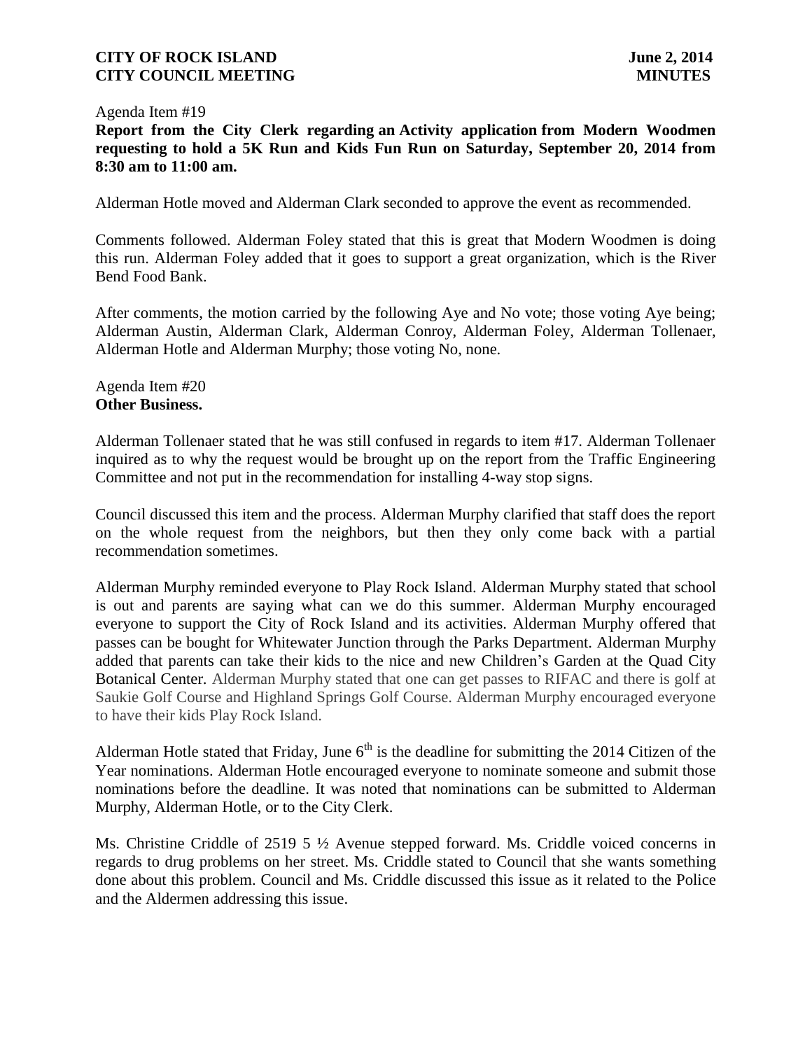Agenda Item #19

**Report from the City Clerk regarding an Activity application from Modern Woodmen requesting to hold a 5K Run and Kids Fun Run on Saturday, September 20, 2014 from 8:30 am to 11:00 am.**

Alderman Hotle moved and Alderman Clark seconded to approve the event as recommended.

Comments followed. Alderman Foley stated that this is great that Modern Woodmen is doing this run. Alderman Foley added that it goes to support a great organization, which is the River Bend Food Bank.

After comments, the motion carried by the following Aye and No vote; those voting Aye being; Alderman Austin, Alderman Clark, Alderman Conroy, Alderman Foley, Alderman Tollenaer, Alderman Hotle and Alderman Murphy; those voting No, none.

Agenda Item #20

**Other Business.**

Alderman Tollenaer stated that he was still confused in regards to item #17. Alderman Tollenaer inquired as to why the request would be brought up on the report from the Traffic Engineering Committee and not put in the recommendation for installing 4-way stop signs.

Council discussed this item and the process. Alderman Murphy clarified that staff does the report on the whole request from the neighbors, but then they only come back with a partial recommendation sometimes.

Alderman Murphy reminded everyone to Play Rock Island. Alderman Murphy stated that school is out and parents are saying what can we do this summer. Alderman Murphy encouraged everyone to support the City of Rock Island and its activities. Alderman Murphy offered that passes can be bought for Whitewater Junction through the Parks Department. Alderman Murphy added that parents can take their kids to the nice and new Children's Garden at the Quad City Botanical Center. Alderman Murphy stated that one can get passes to RIFAC and there is golf at Saukie Golf Course and Highland Springs Golf Course. Alderman Murphy encouraged everyone to have their kids Play Rock Island.

Alderman Hotle stated that Friday, June 6th is the deadline for submitting the 2014 Citizen of the Year nominations. Alderman Hotle encouraged everyone to nominate someone and submit those nominations before the deadline. It was noted that nominations can be submitted to Alderman Murphy, Alderman Hotle, or to the City Clerk.

Ms. Christine Criddle of 2519 5 ½ Avenue stepped forward. Ms. Criddle voiced concerns in regards to drug problems on her street. Ms. Criddle stated to Council that she wants something done about this problem. Council and Ms. Criddle discussed this issue as it related to the Police and the Aldermen addressing this issue.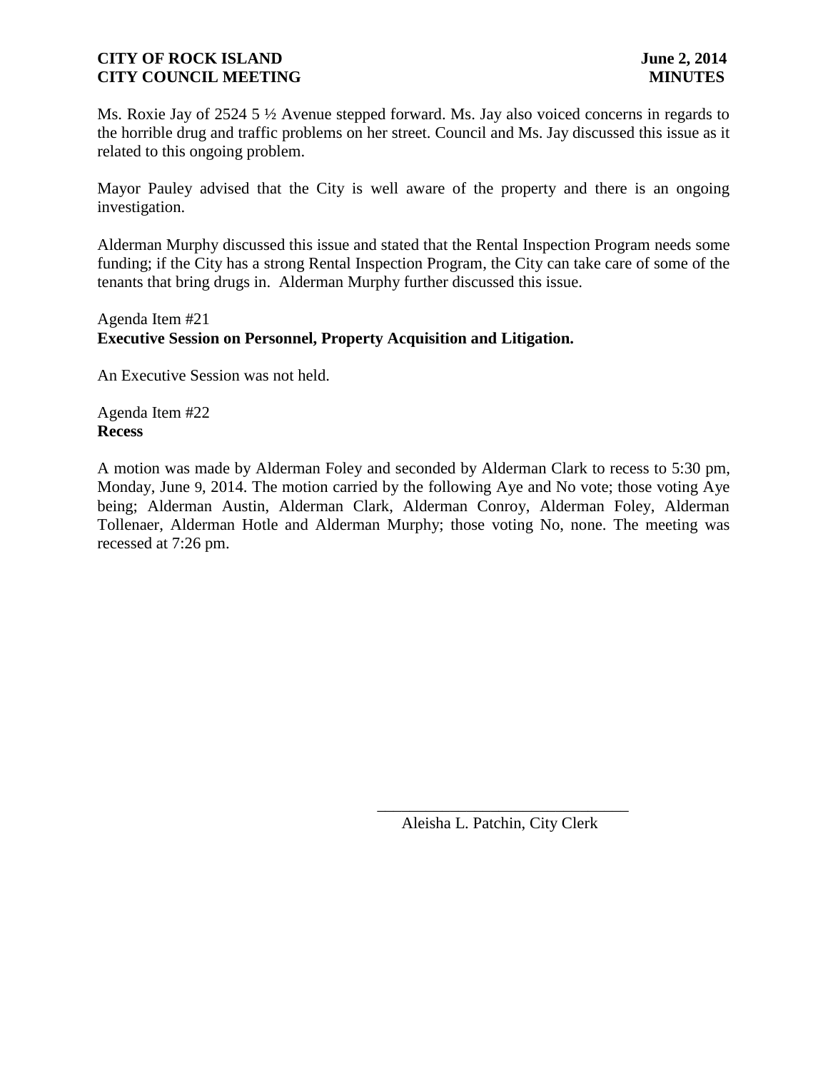Ms. Roxie Jay of 2524 5 ½ Avenue stepped forward. Ms. Jay also voiced concerns in regards to the horrible drug and traffic problems on her street. Council and Ms. Jay discussed this issue as it related to this ongoing problem.

Mayor Pauley advised that the City is well aware of the property and there is an ongoing investigation.

Alderman Murphy discussed this issue and stated that the Rental Inspection Program needs some funding; if the City has a strong Rental Inspection Program, the City can take care of some of the tenants that bring drugs in. Alderman Murphy further discussed this issue.

Agenda Item #21
**Executive Session on Personnel, Property Acquisition and Litigation.**

An Executive Session was not held.

Agenda Item #22
**Recess**

A motion was made by Alderman Foley and seconded by Alderman Clark to recess to 5:30 pm, Monday, June 9, 2014. The motion carried by the following Aye and No vote; those voting Aye being; Alderman Austin, Alderman Clark, Alderman Conroy, Alderman Foley, Alderman Tollenaer, Alderman Hotle and Alderman Murphy; those voting No, none. The meeting was recessed at 7:26 pm.

\_\_\_\_\_\_\_\_\_\_\_\_\_\_\_\_\_\_\_\_\_\_\_\_\_\_\_\_\_\_\_\_

Aleisha L. Patchin, City Clerk